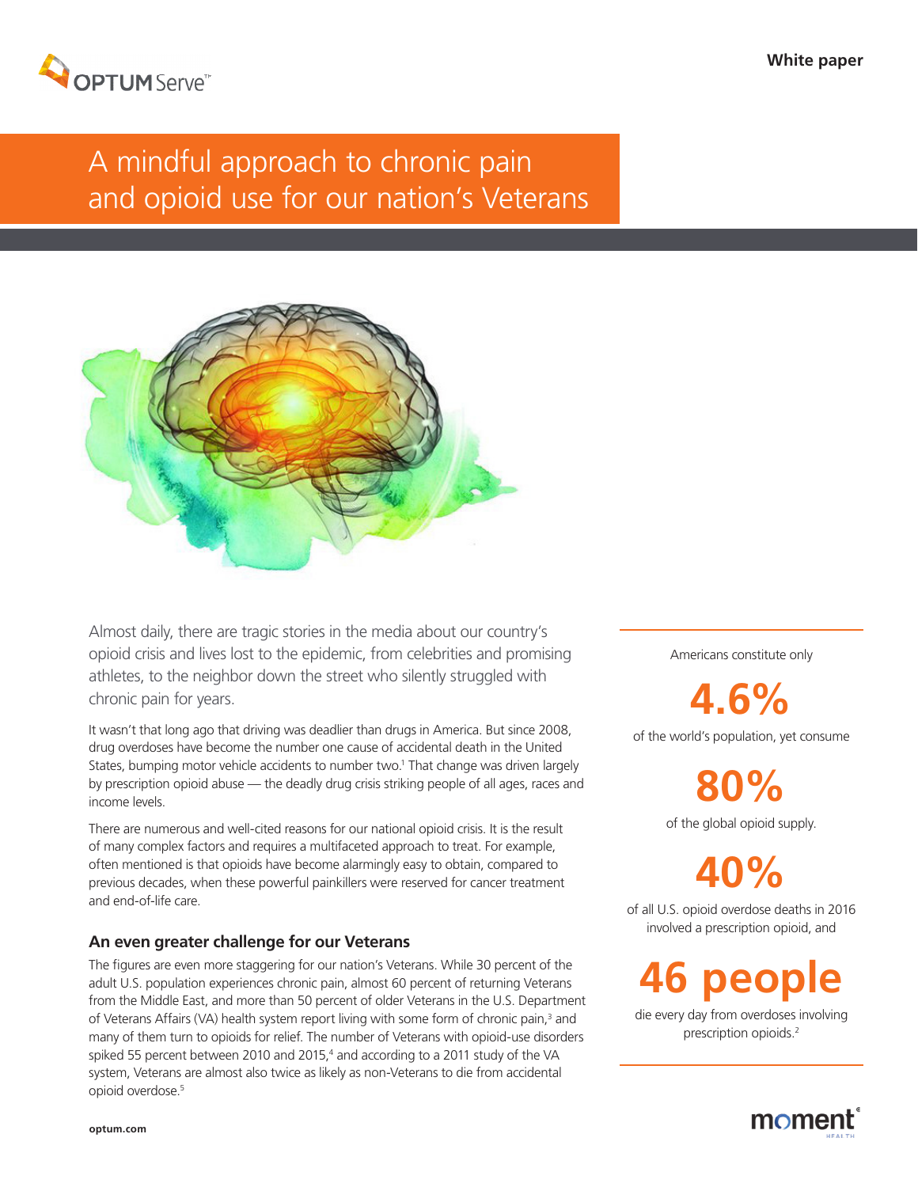White paper

# A mindful approach to chronic pain and opioid use for our nation's Veterans

Almost daily, there are tragic stories in the media about our country's opioid crisis and lives lost to the epidemic, from celebrities and promising athletes, to the neighbor down the street who silently struggled with chronic pain for years.

It wasn't that long ago that driving was deadlier than drugs in America. But since 2008, drug overdoses have become the number one cause of accidental death in the United States, bumping motor vehicle accidents to number two.[1] That change was driven largely by prescription opioid abuse — the deadly drug crisis striking people of all ages, races and income levels.

There are numerous and well-cited reasons for our national opioid crisis. It is the result of many complex factors and requires a multifaceted approach to treat. For example, often mentioned is that opioids have become alarmingly easy to obtain, compared to previous decades, when these powerful painkillers were reserved for cancer treatment and end-of-life care.

## An even greater challenge for our Veterans

The figures are even more staggering for our nation's Veterans. While 30 percent of the adult U.S. population experiences chronic pain, almost 60 percent of returning Veterans from the Middle East, and more than 50 percent of older Veterans in the U.S. Department of Veterans Affairs (VA) health system report living with some form of chronic pain,[3] and many of them turn to opioids for relief. The number of Veterans with opioid-use disorders spiked 55 percent between 2010 and 2015,[4] and according to a 2011 study of the VA system, Veterans are almost also twice as likely as non-Veterans to die from accidental opioid overdose.[5]

Americans constitute only

**4.6%**

of the world's population, yet consume

**80%**

of the global opioid supply.

**40%**

of all U.S. opioid overdose deaths in 2016 involved a prescription opioid, and

**46 people**

die every day from overdoses involving prescription opioids.[2]

optum.com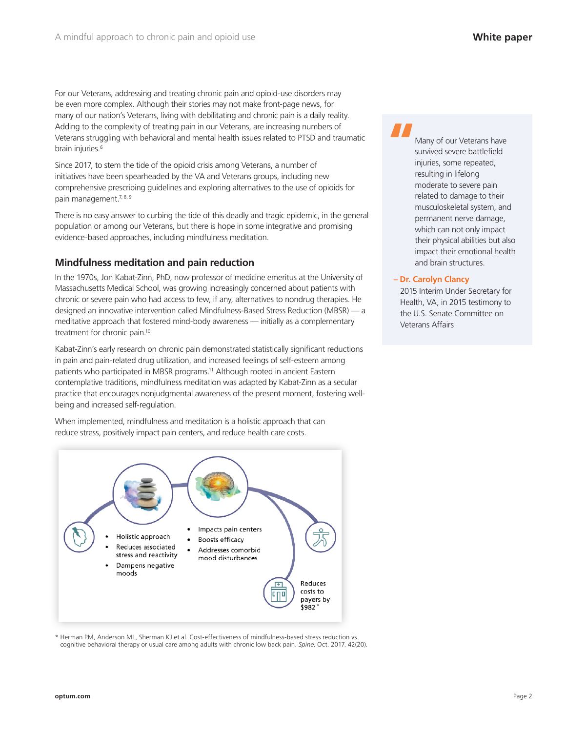For our Veterans, addressing and treating chronic pain and opioid-use disorders may be even more complex. Although their stories may not make front-page news, for many of our nation's Veterans, living with debilitating and chronic pain is a daily reality. Adding to the complexity of treating pain in our Veterans, are increasing numbers of Veterans struggling with behavioral and mental health issues related to PTSD and traumatic brain injuries.[6]

Since 2017, to stem the tide of the opioid crisis among Veterans, a number of initiatives have been spearheaded by the VA and Veterans groups, including new comprehensive prescribing guidelines and exploring alternatives to the use of opioids for pain management.[7, 8, 9]

There is no easy answer to curbing the tide of this deadly and tragic epidemic, in the general population or among our Veterans, but there is hope in some integrative and promising evidence-based approaches, including mindfulness meditation.

> "Many of our Veterans have survived severe battlefield injuries, some repeated, resulting in lifelong moderate to severe pain related to damage to their musculoskeletal system, and permanent nerve damage, which can not only impact their physical abilities but also impact their emotional health and brain structures.
>
> **– Dr. Carolyn Clancy**
> 2015 Interim Under Secretary for Health, VA, in 2015 testimony to the U.S. Senate Committee on Veterans Affairs

## Mindfulness meditation and pain reduction

In the 1970s, Jon Kabat-Zinn, PhD, now professor of medicine emeritus at the University of Massachusetts Medical School, was growing increasingly concerned about patients with chronic or severe pain who had access to few, if any, alternatives to nondrug therapies. He designed an innovative intervention called Mindfulness-Based Stress Reduction (MBSR) — a meditative approach that fostered mind-body awareness — initially as a complementary treatment for chronic pain.[10]

Kabat-Zinn's early research on chronic pain demonstrated statistically significant reductions in pain and pain-related drug utilization, and increased feelings of self-esteem among patients who participated in MBSR programs.[11] Although rooted in ancient Eastern contemplative traditions, mindfulness meditation was adapted by Kabat-Zinn as a secular practice that encourages nonjudgmental awareness of the present moment, fostering well-being and increased self-regulation.

When implemented, mindfulness and meditation is a holistic approach that can reduce stress, positively impact pain centers, and reduce health care costs.

- Holistic approach
- Reduces associated stress and reactivity
- Dampens negative moods

- Impacts pain centers
- Boosts efficacy
- Addresses comorbid mood disturbances

Reduces costs to payers by $982*

* Herman PM, Anderson ML, Sherman KJ et al. Cost-effectiveness of mindfulness-based stress reduction vs. cognitive behavioral therapy or usual care among adults with chronic low back pain. *Spine.* Oct. 2017. 42(20).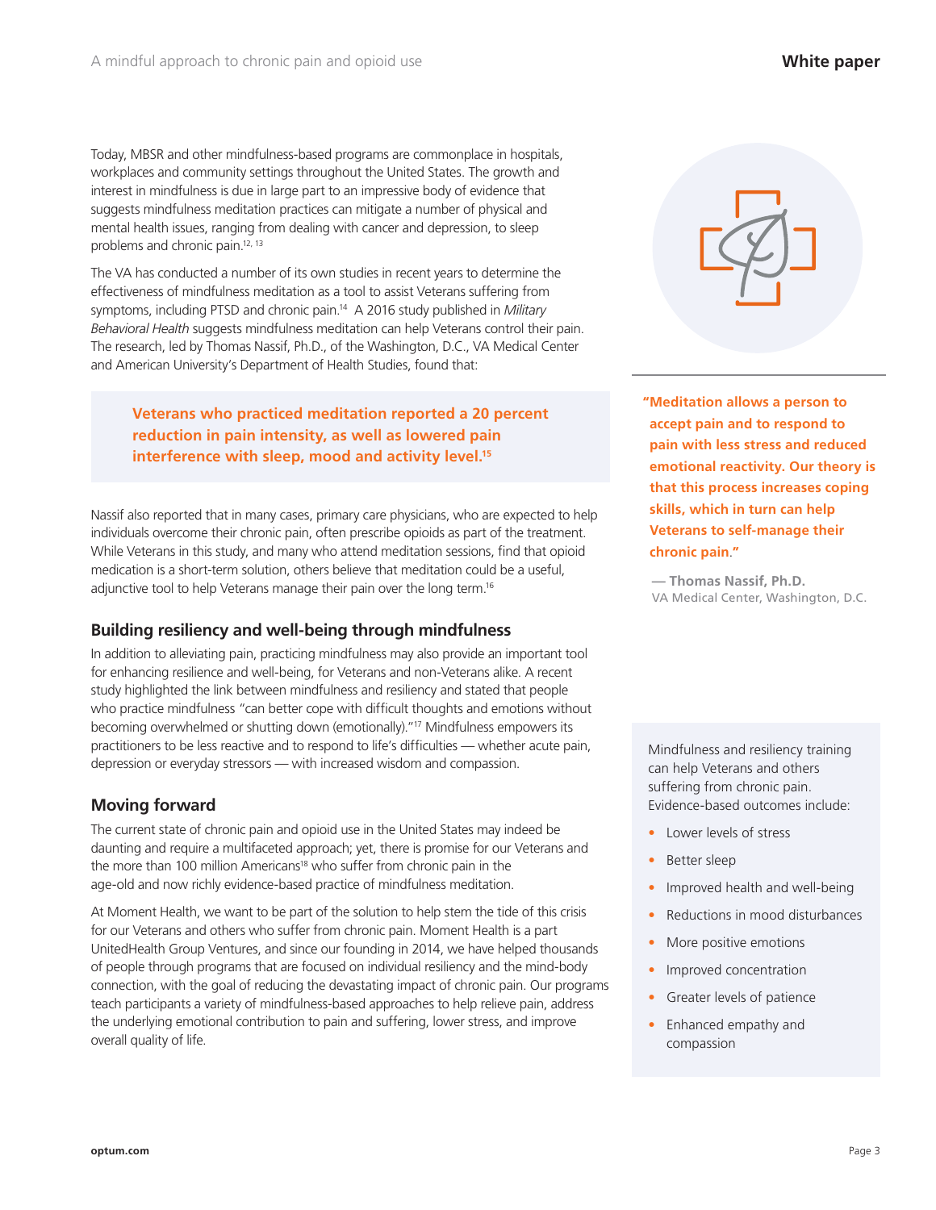Today, MBSR and other mindfulness-based programs are commonplace in hospitals, workplaces and community settings throughout the United States. The growth and interest in mindfulness is due in large part to an impressive body of evidence that suggests mindfulness meditation practices can mitigate a number of physical and mental health issues, ranging from dealing with cancer and depression, to sleep problems and chronic pain.[12, 13]

The VA has conducted a number of its own studies in recent years to determine the effectiveness of mindfulness meditation as a tool to assist Veterans suffering from symptoms, including PTSD and chronic pain.[14] A 2016 study published in *Military Behavioral Health* suggests mindfulness meditation can help Veterans control their pain. The research, led by Thomas Nassif, Ph.D., of the Washington, D.C., VA Medical Center and American University's Department of Health Studies, found that:

> **Veterans who practiced meditation reported a 20 percent reduction in pain intensity, as well as lowered pain interference with sleep, mood and activity level.[15]**

Nassif also reported that in many cases, primary care physicians, who are expected to help individuals overcome their chronic pain, often prescribe opioids as part of the treatment. While Veterans in this study, and many who attend meditation sessions, find that opioid medication is a short-term solution, others believe that meditation could be a useful, adjunctive tool to help Veterans manage their pain over the long term.[16]

> **"Meditation allows a person to accept pain and to respond to pain with less stress and reduced emotional reactivity. Our theory is that this process increases coping skills, which in turn can help Veterans to self-manage their chronic pain."**
>
> **— Thomas Nassif, Ph.D.**
> VA Medical Center, Washington, D.C.

## Building resiliency and well-being through mindfulness

In addition to alleviating pain, practicing mindfulness may also provide an important tool for enhancing resilience and well-being, for Veterans and non-Veterans alike. A recent study highlighted the link between mindfulness and resiliency and stated that people who practice mindfulness "can better cope with difficult thoughts and emotions without becoming overwhelmed or shutting down (emotionally)."[17] Mindfulness empowers its practitioners to be less reactive and to respond to life's difficulties — whether acute pain, depression or everyday stressors — with increased wisdom and compassion.

## Moving forward

The current state of chronic pain and opioid use in the United States may indeed be daunting and require a multifaceted approach; yet, there is promise for our Veterans and the more than 100 million Americans[18] who suffer from chronic pain in the age-old and now richly evidence-based practice of mindfulness meditation.

At Moment Health, we want to be part of the solution to help stem the tide of this crisis for our Veterans and others who suffer from chronic pain. Moment Health is a part UnitedHealth Group Ventures, and since our founding in 2014, we have helped thousands of people through programs that are focused on individual resiliency and the mind-body connection, with the goal of reducing the devastating impact of chronic pain. Our programs teach participants a variety of mindfulness-based approaches to help relieve pain, address the underlying emotional contribution to pain and suffering, lower stress, and improve overall quality of life.

Mindfulness and resiliency training can help Veterans and others suffering from chronic pain. Evidence-based outcomes include:

- Lower levels of stress
- Better sleep
- Improved health and well-being
- Reductions in mood disturbances
- More positive emotions
- Improved concentration
- Greater levels of patience
- Enhanced empathy and compassion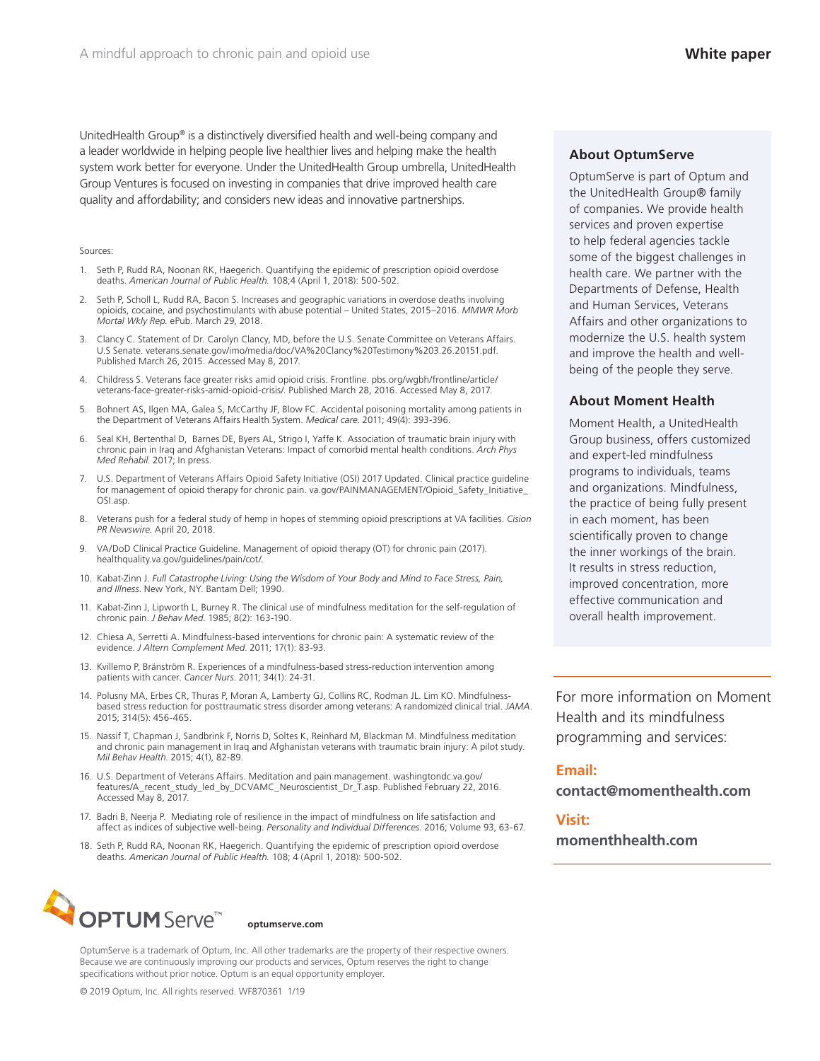UnitedHealth Group® is a distinctively diversified health and well-being company and a leader worldwide in helping people live healthier lives and helping make the health system work better for everyone. Under the UnitedHealth Group umbrella, UnitedHealth Group Ventures is focused on investing in companies that drive improved health care quality and affordability; and considers new ideas and innovative partnerships.

Sources:

1. Seth P, Rudd RA, Noonan RK, Haegerich. Quantifying the epidemic of prescription opioid overdose deaths. *American Journal of Public Health.* 108;4 (April 1, 2018): 500-502.
2. Seth P, Scholl L, Rudd RA, Bacon S. Increases and geographic variations in overdose deaths involving opioids, cocaine, and psychostimulants with abuse potential – United States, 2015–2016. *MMWR Morb Mortal Wkly Rep.* ePub. March 29, 2018.
3. Clancy C. Statement of Dr. Carolyn Clancy, MD, before the U.S. Senate Committee on Veterans Affairs. U.S Senate. veterans.senate.gov/imo/media/doc/VA%20Clancy%20Testimony%203.26.20151.pdf. Published March 26, 2015. Accessed May 8, 2017.
4. Childress S. Veterans face greater risks amid opioid crisis. Frontline. pbs.org/wgbh/frontline/article/veterans-face-greater-risks-amid-opioid-crisis/. Published March 28, 2016. Accessed May 8, 2017.
5. Bohnert AS, Ilgen MA, Galea S, McCarthy JF, Blow FC. Accidental poisoning mortality among patients in the Department of Veterans Affairs Health System. *Medical care.* 2011; 49(4): 393-396.
6. Seal KH, Bertenthal D, Barnes DE, Byers AL, Strigo I, Yaffe K. Association of traumatic brain injury with chronic pain in Iraq and Afghanistan Veterans: Impact of comorbid mental health conditions. *Arch Phys Med Rehabil.* 2017; In press.
7. U.S. Department of Veterans Affairs Opioid Safety Initiative (OSI) 2017 Updated. Clinical practice guideline for management of opioid therapy for chronic pain. va.gov/PAINMANAGEMENT/Opioid_Safety_Initiative_OSI.asp.
8. Veterans push for a federal study of hemp in hopes of stemming opioid prescriptions at VA facilities. *Cision PR Newswire.* April 20, 2018.
9. VA/DoD Clinical Practice Guideline. Management of opioid therapy (OT) for chronic pain (2017). healthquality.va.gov/guidelines/pain/cot/.
10. Kabat-Zinn J. *Full Catastrophe Living: Using the Wisdom of Your Body and Mind to Face Stress, Pain, and Illness.* New York, NY. Bantam Dell; 1990.
11. Kabat-Zinn J, Lipworth L, Burney R. The clinical use of mindfulness meditation for the self-regulation of chronic pain. *J Behav Med.* 1985; 8(2): 163-190.
12. Chiesa A, Serretti A. Mindfulness-based interventions for chronic pain: A systematic review of the evidence. *J Altern Complement Med.* 2011; 17(1): 83-93.
13. Kvillemo P, Bränström R. Experiences of a mindfulness-based stress-reduction intervention among patients with cancer. *Cancer Nurs.* 2011; 34(1): 24-31.
14. Polusny MA, Erbes CR, Thuras P, Moran A, Lamberty GJ, Collins RC, Rodman JL. Lim KO. Mindfulness-based stress reduction for posttraumatic stress disorder among veterans: A randomized clinical trial. *JAMA.* 2015; 314(5): 456-465.
15. Nassif T, Chapman J, Sandbrink F, Norris D, Soltes K, Reinhard M, Blackman M. Mindfulness meditation and chronic pain management in Iraq and Afghanistan veterans with traumatic brain injury: A pilot study. *Mil Behav Health.* 2015; 4(1), 82-89.
16. U.S. Department of Veterans Affairs. Meditation and pain management. washingtondc.va.gov/features/A_recent_study_led_by_DCVAMC_Neuroscientist_Dr_T.asp. Published February 22, 2016. Accessed May 8, 2017.
17. Badri B, Neerja P. Mediating role of resilience in the impact of mindfulness on life satisfaction and affect as indices of subjective well-being. *Personality and Individual Differences.* 2016; Volume 93, 63-67.
18. Seth P, Rudd RA, Noonan RK, Haegerich. Quantifying the epidemic of prescription opioid overdose deaths. *American Journal of Public Health.* 108; 4 (April 1, 2018): 500-502.

### About OptumServe

OptumServe is part of Optum and the UnitedHealth Group® family of companies. We provide health services and proven expertise to help federal agencies tackle some of the biggest challenges in health care. We partner with the Departments of Defense, Health and Human Services, Veterans Affairs and other organizations to modernize the U.S. health system and improve the health and well-being of the people they serve.

### About Moment Health

Moment Health, a UnitedHealth Group business, offers customized and expert-led mindfulness programs to individuals, teams and organizations. Mindfulness, the practice of being fully present in each moment, has been scientifically proven to change the inner workings of the brain. It results in stress reduction, improved concentration, more effective communication and overall health improvement.

For more information on Moment Health and its mindfulness programming and services:

**Email:**
**contact@momenthealth.com**

**Visit:**
**momenthhealth.com**

OPTUM Serve™ **optumserve.com**

OptumServe is a trademark of Optum, Inc. All other trademarks are the property of their respective owners. Because we are continuously improving our products and services, Optum reserves the right to change specifications without prior notice. Optum is an equal opportunity employer.

© 2019 Optum, Inc. All rights reserved. WF870361 1/19